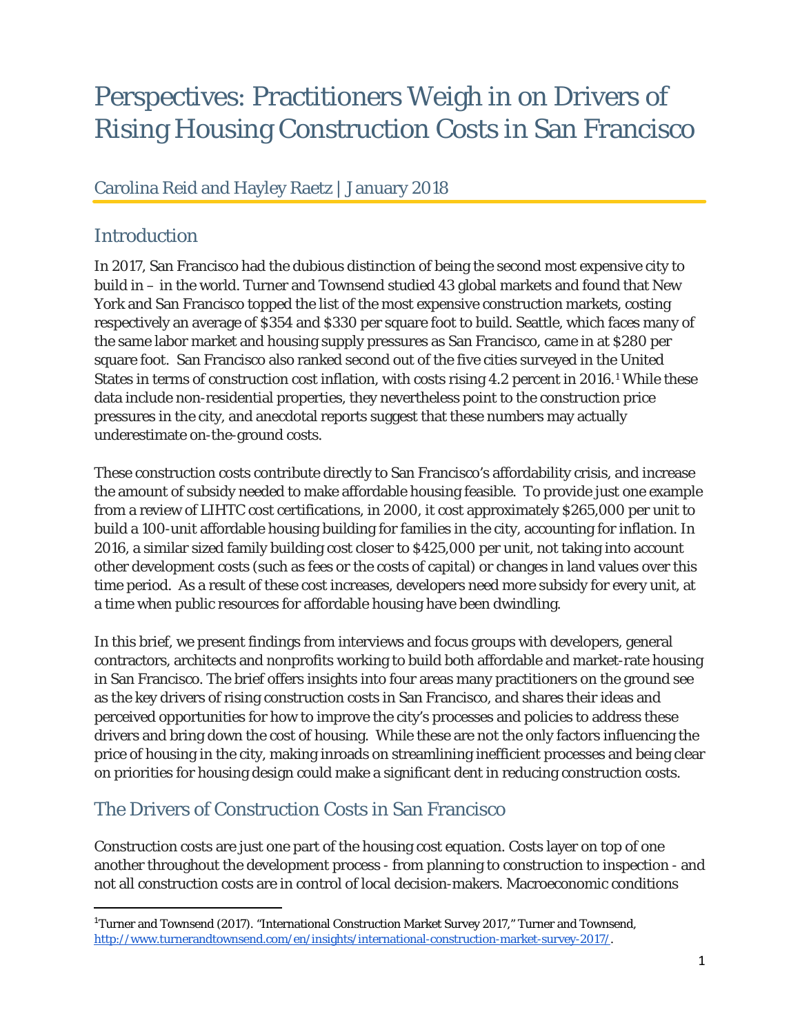# Perspectives: Practitioners Weigh in on Drivers of Rising Housing Construction Costs in San Francisco

Carolina Reid and Hayley Raetz | January 2018

## Introduction

In 2017, San Francisco had the dubious distinction of being the second most expensive city to build in – in the world. Turner and Townsend studied 43 global markets and found that New York and San Francisco topped the list of the most expensive construction markets, costing respectively an average of $354 and $330 per square foot to build. Seattle, which faces many of the same labor market and housing supply pressures as San Francisco, came in at $280 per square foot. San Francisco also ranked second out of the five cities surveyed in the United States in terms of construction cost inflation, with costs rising 4.2 percent in 2016.[1] While these data include non-residential properties, they nevertheless point to the construction price pressures in the city, and anecdotal reports suggest that these numbers may actually underestimate on-the-ground costs.

These construction costs contribute directly to San Francisco's affordability crisis, and increase the amount of subsidy needed to make affordable housing feasible. To provide just one example from a review of LIHTC cost certifications, in 2000, it cost approximately $265,000 per unit to build a 100-unit affordable housing building for families in the city, accounting for inflation. In 2016, a similar sized family building cost closer to $425,000 per unit, not taking into account other development costs (such as fees or the costs of capital) or changes in land values over this time period. As a result of these cost increases, developers need more subsidy for every unit, at a time when public resources for affordable housing have been dwindling.

In this brief, we present findings from interviews and focus groups with developers, general contractors, architects and nonprofits working to build both affordable and market-rate housing in San Francisco. The brief offers insights into four areas many practitioners on the ground see as the key drivers of rising construction costs in San Francisco, and shares their ideas and perceived opportunities for how to improve the city's processes and policies to address these drivers and bring down the cost of housing. While these are not the only factors influencing the price of housing in the city, making inroads on streamlining inefficient processes and being clear on priorities for housing design could make a significant dent in reducing construction costs.

## The Drivers of Construction Costs in San Francisco

Construction costs are just one part of the housing cost equation. Costs layer on top of one another throughout the development process - from planning to construction to inspection - and not all construction costs are in control of local decision-makers. Macroeconomic conditions

[1] Turner and Townsend (2017). "International Construction Market Survey 2017," Turner and Townsend, http://www.turnerandtownsend.com/en/insights/international-construction-market-survey-2017/.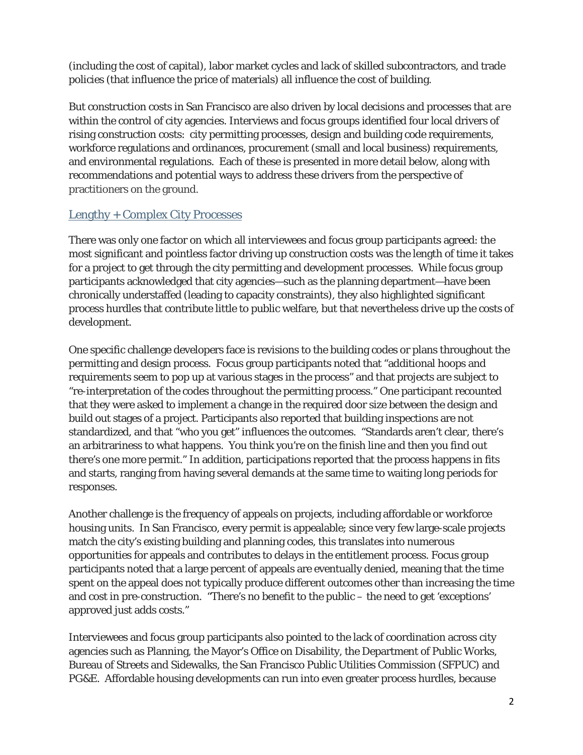(including the cost of capital), labor market cycles and lack of skilled subcontractors, and trade policies (that influence the price of materials) all influence the cost of building.

But construction costs in San Francisco are also driven by local decisions and processes that *are* within the control of city agencies. Interviews and focus groups identified four local drivers of rising construction costs: city permitting processes, design and building code requirements, workforce regulations and ordinances, procurement (small and local business) requirements, and environmental regulations. Each of these is presented in more detail below, along with recommendations and potential ways to address these drivers from the perspective of practitioners on the ground.

## Lengthy + Complex City Processes

There was only one factor on which all interviewees and focus group participants agreed: the most significant and pointless factor driving up construction costs was the length of time it takes for a project to get through the city permitting and development processes. While focus group participants acknowledged that city agencies—such as the planning department—have been chronically understaffed (leading to capacity constraints), they also highlighted significant process hurdles that contribute little to public welfare, but that nevertheless drive up the costs of development.

One specific challenge developers face is revisions to the building codes or plans throughout the permitting and design process. Focus group participants noted that "additional hoops and requirements seem to pop up at various stages in the process" and that projects are subject to "re-interpretation of the codes throughout the permitting process." One participant recounted that they were asked to implement a change in the required door size between the design and build out stages of a project. Participants also reported that building inspections are not standardized, and that "who you get" influences the outcomes. "Standards aren't clear, there's an arbitrariness to what happens. You think you're on the finish line and then you find out there's one more permit." In addition, participations reported that the process happens in fits and starts, ranging from having several demands at the same time to waiting long periods for responses.

Another challenge is the frequency of appeals on projects, including affordable or workforce housing units. In San Francisco, every permit is appealable; since very few large-scale projects match the city's existing building and planning codes, this translates into numerous opportunities for appeals and contributes to delays in the entitlement process. Focus group participants noted that a large percent of appeals are eventually denied, meaning that the time spent on the appeal does not typically produce different outcomes other than increasing the time and cost in pre-construction. "There's no benefit to the public – the need to get 'exceptions' approved just adds costs."

Interviewees and focus group participants also pointed to the lack of coordination across city agencies such as Planning, the Mayor's Office on Disability, the Department of Public Works, Bureau of Streets and Sidewalks, the San Francisco Public Utilities Commission (SFPUC) and PG&E. Affordable housing developments can run into even greater process hurdles, because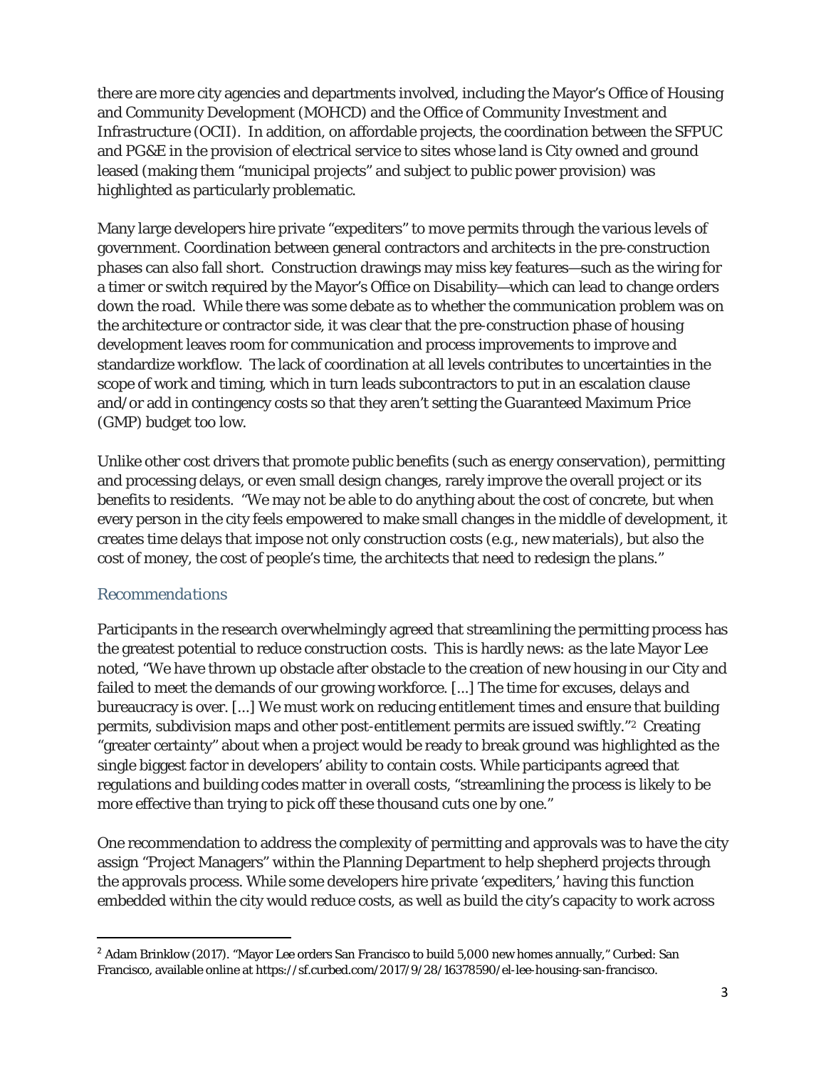there are more city agencies and departments involved, including the Mayor's Office of Housing and Community Development (MOHCD) and the Office of Community Investment and Infrastructure (OCII). In addition, on affordable projects, the coordination between the SFPUC and PG&E in the provision of electrical service to sites whose land is City owned and ground leased (making them "municipal projects" and subject to public power provision) was highlighted as particularly problematic.

Many large developers hire private "expediters" to move permits through the various levels of government. Coordination between general contractors and architects in the pre-construction phases can also fall short. Construction drawings may miss key features—such as the wiring for a timer or switch required by the Mayor's Office on Disability—which can lead to change orders down the road. While there was some debate as to whether the communication problem was on the architecture or contractor side, it was clear that the pre-construction phase of housing development leaves room for communication and process improvements to improve and standardize workflow. The lack of coordination at all levels contributes to uncertainties in the scope of work and timing, which in turn leads subcontractors to put in an escalation clause and/or add in contingency costs so that they aren't setting the Guaranteed Maximum Price (GMP) budget too low.

Unlike other cost drivers that promote public benefits (such as energy conservation), permitting and processing delays, or even small design changes, rarely improve the overall project or its benefits to residents. "We may not be able to do anything about the cost of concrete, but when every person in the city feels empowered to make small changes in the middle of development, it creates time delays that impose not only construction costs (e.g., new materials), but also the cost of money, the cost of people's time, the architects that need to redesign the plans."

### *Recommendations*

Participants in the research overwhelmingly agreed that streamlining the permitting process has the greatest potential to reduce construction costs. This is hardly news: as the late Mayor Lee noted, "We have thrown up obstacle after obstacle to the creation of new housing in our City and failed to meet the demands of our growing workforce. [...] The time for excuses, delays and bureaucracy is over. [...] We must work on reducing entitlement times and ensure that building permits, subdivision maps and other post-entitlement permits are issued swiftly."[2] Creating "greater certainty" about when a project would be ready to break ground was highlighted as the single biggest factor in developers' ability to contain costs. While participants agreed that regulations and building codes matter in overall costs, "streamlining the process is likely to be more effective than trying to pick off these thousand cuts one by one."

One recommendation to address the complexity of permitting and approvals was to have the city assign "Project Managers" within the Planning Department to help shepherd projects through the approvals process. While some developers hire private 'expediters,' having this function embedded within the city would reduce costs, as well as build the city's capacity to work across

[2] Adam Brinklow (2017). "Mayor Lee orders San Francisco to build 5,000 new homes annually," Curbed: San Francisco, available online at https://sf.curbed.com/2017/9/28/16378590/el-lee-housing-san-francisco.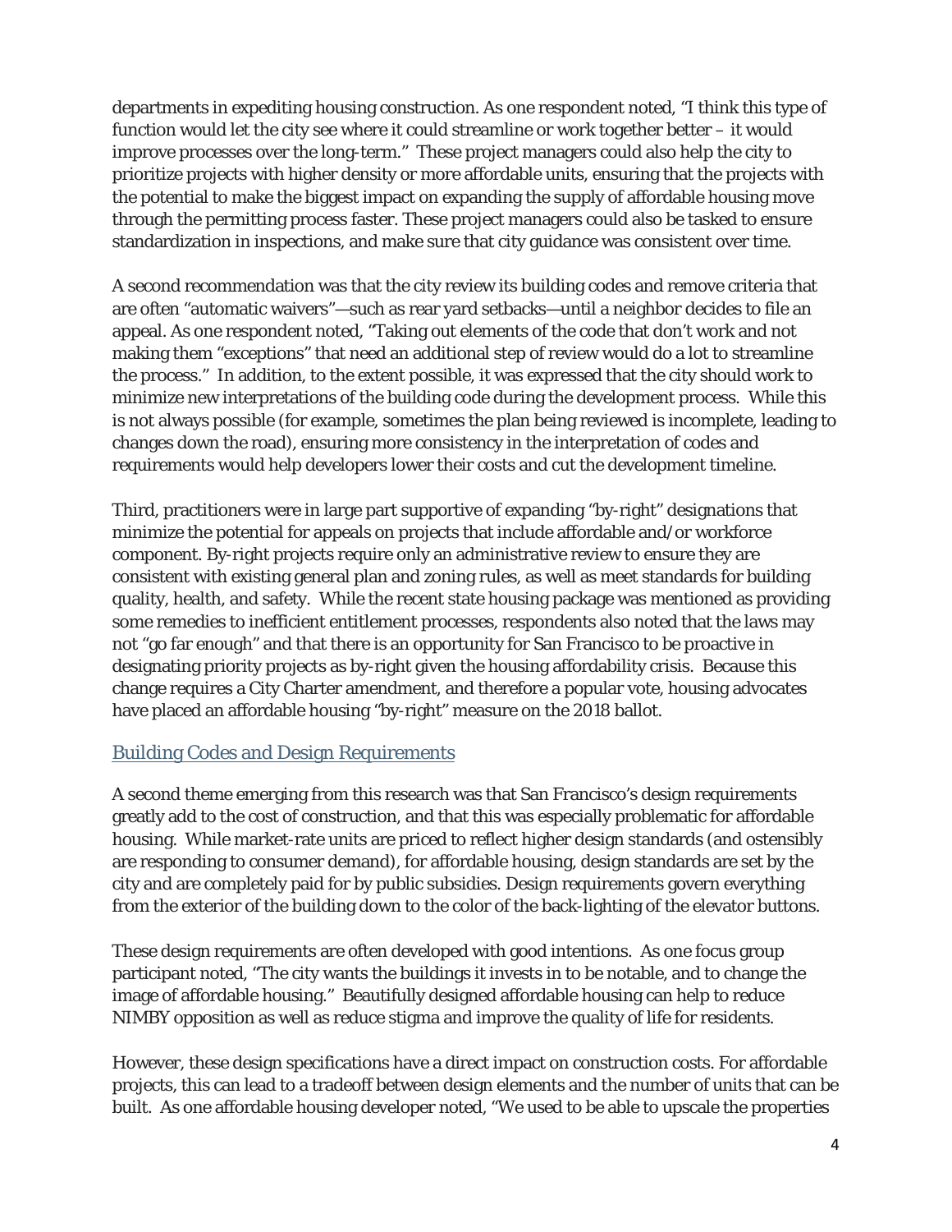departments in expediting housing construction. As one respondent noted, "I think this type of function would let the city see where it could streamline or work together better – it would improve processes over the long-term." These project managers could also help the city to prioritize projects with higher density or more affordable units, ensuring that the projects with the potential to make the biggest impact on expanding the supply of affordable housing move through the permitting process faster. These project managers could also be tasked to ensure standardization in inspections, and make sure that city guidance was consistent over time.

A second recommendation was that the city review its building codes and remove criteria that are often "automatic waivers"—such as rear yard setbacks—until a neighbor decides to file an appeal. As one respondent noted, "Taking out elements of the code that don't work and not making them "exceptions" that need an additional step of review would do a lot to streamline the process." In addition, to the extent possible, it was expressed that the city should work to minimize new interpretations of the building code during the development process. While this is not always possible (for example, sometimes the plan being reviewed is incomplete, leading to changes down the road), ensuring more consistency in the interpretation of codes and requirements would help developers lower their costs and cut the development timeline.

Third, practitioners were in large part supportive of expanding "by-right" designations that minimize the potential for appeals on projects that include affordable and/or workforce component. By-right projects require only an administrative review to ensure they are consistent with existing general plan and zoning rules, as well as meet standards for building quality, health, and safety. While the recent state housing package was mentioned as providing some remedies to inefficient entitlement processes, respondents also noted that the laws may not "go far enough" and that there is an opportunity for San Francisco to be proactive in designating priority projects as by-right given the housing affordability crisis. Because this change requires a City Charter amendment, and therefore a popular vote, housing advocates have placed an affordable housing "by-right" measure on the 2018 ballot.

## Building Codes and Design Requirements

A second theme emerging from this research was that San Francisco's design requirements greatly add to the cost of construction, and that this was especially problematic for affordable housing. While market-rate units are priced to reflect higher design standards (and ostensibly are responding to consumer demand), for affordable housing, design standards are set by the city and are completely paid for by public subsidies. Design requirements govern everything from the exterior of the building down to the color of the back-lighting of the elevator buttons.

These design requirements are often developed with good intentions. As one focus group participant noted, "The city wants the buildings it invests in to be notable, and to change the image of affordable housing." Beautifully designed affordable housing can help to reduce NIMBY opposition as well as reduce stigma and improve the quality of life for residents.

However, these design specifications have a direct impact on construction costs. For affordable projects, this can lead to a tradeoff between design elements and the number of units that can be built. As one affordable housing developer noted, "We used to be able to upscale the properties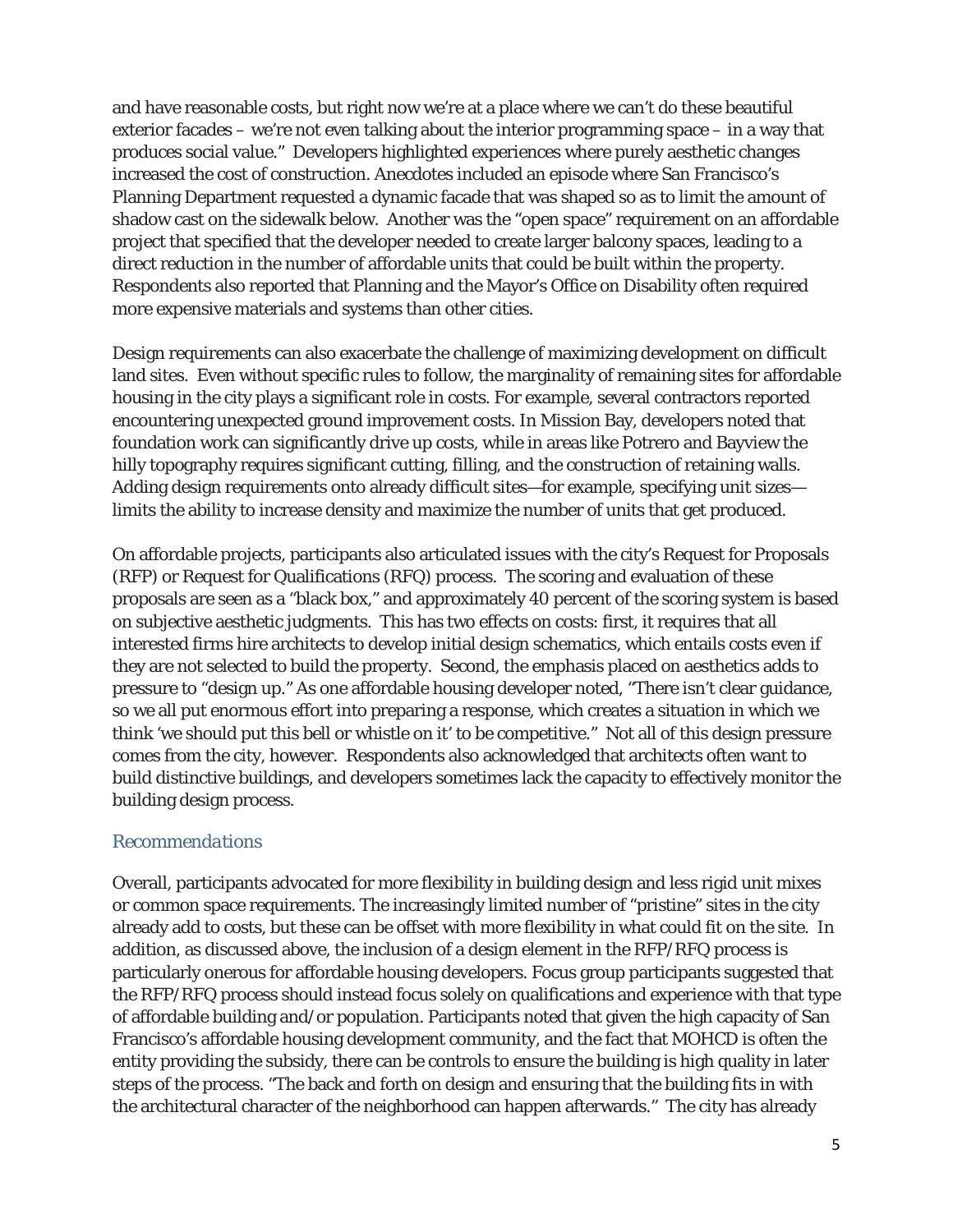and have reasonable costs, but right now we're at a place where we can't do these beautiful exterior facades – we're not even talking about the interior programming space – in a way that produces social value." Developers highlighted experiences where purely aesthetic changes increased the cost of construction. Anecdotes included an episode where San Francisco's Planning Department requested a dynamic facade that was shaped so as to limit the amount of shadow cast on the sidewalk below. Another was the "open space" requirement on an affordable project that specified that the developer needed to create larger balcony spaces, leading to a direct reduction in the number of affordable units that could be built within the property. Respondents also reported that Planning and the Mayor's Office on Disability often required more expensive materials and systems than other cities.

Design requirements can also exacerbate the challenge of maximizing development on difficult land sites. Even without specific rules to follow, the marginality of remaining sites for affordable housing in the city plays a significant role in costs. For example, several contractors reported encountering unexpected ground improvement costs. In Mission Bay, developers noted that foundation work can significantly drive up costs, while in areas like Potrero and Bayview the hilly topography requires significant cutting, filling, and the construction of retaining walls. Adding design requirements onto already difficult sites—for example, specifying unit sizes—limits the ability to increase density and maximize the number of units that get produced.

On affordable projects, participants also articulated issues with the city's Request for Proposals (RFP) or Request for Qualifications (RFQ) process. The scoring and evaluation of these proposals are seen as a "black box," and approximately 40 percent of the scoring system is based on subjective aesthetic judgments. This has two effects on costs: first, it requires that all interested firms hire architects to develop initial design schematics, which entails costs even if they are not selected to build the property. Second, the emphasis placed on aesthetics adds to pressure to "design up." As one affordable housing developer noted, "There isn't clear guidance, so we all put enormous effort into preparing a response, which creates a situation in which we think 'we should put this bell or whistle on it' to be competitive." Not all of this design pressure comes from the city, however. Respondents also acknowledged that architects often want to build distinctive buildings, and developers sometimes lack the capacity to effectively monitor the building design process.

### *Recommendations*

Overall, participants advocated for more flexibility in building design and less rigid unit mixes or common space requirements. The increasingly limited number of "pristine" sites in the city already add to costs, but these can be offset with more flexibility in what could fit on the site. In addition, as discussed above, the inclusion of a design element in the RFP/RFQ process is particularly onerous for affordable housing developers. Focus group participants suggested that the RFP/RFQ process should instead focus solely on qualifications and experience with that type of affordable building and/or population. Participants noted that given the high capacity of San Francisco's affordable housing development community, and the fact that MOHCD is often the entity providing the subsidy, there can be controls to ensure the building is high quality in later steps of the process. "The back and forth on design and ensuring that the building fits in with the architectural character of the neighborhood can happen afterwards." The city has already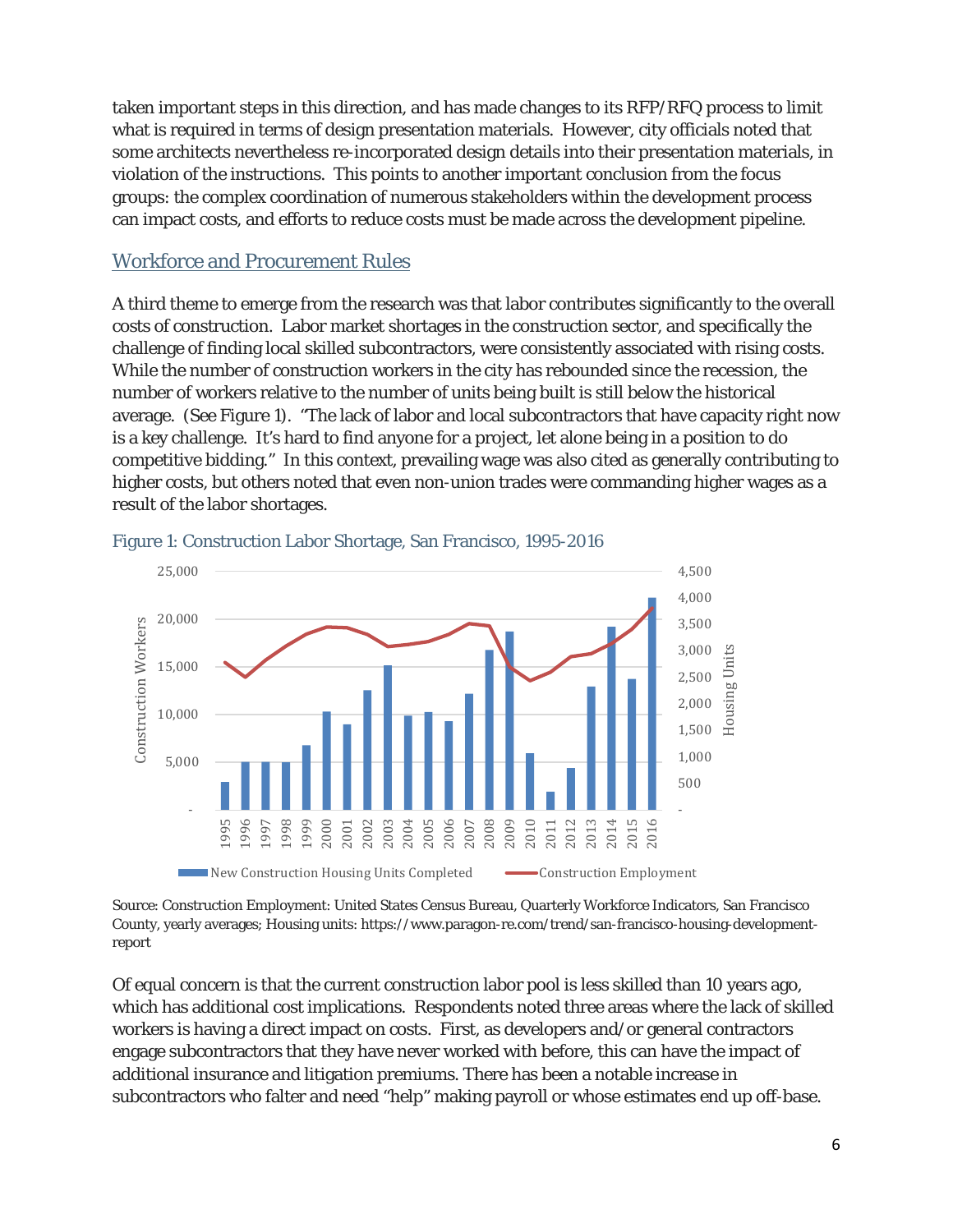taken important steps in this direction, and has made changes to its RFP/RFQ process to limit what is required in terms of design presentation materials. However, city officials noted that some architects nevertheless re-incorporated design details into their presentation materials, in violation of the instructions. This points to another important conclusion from the focus groups: the complex coordination of numerous stakeholders within the development process can impact costs, and efforts to reduce costs must be made across the development pipeline.

## Workforce and Procurement Rules

A third theme to emerge from the research was that labor contributes significantly to the overall costs of construction. Labor market shortages in the construction sector, and specifically the challenge of finding local skilled subcontractors, were consistently associated with rising costs. While the number of construction workers in the city has rebounded since the recession, the number of workers relative to the number of units being built is still below the historical average. (See Figure 1). "The lack of labor and local subcontractors that have capacity right now is a key challenge. It's hard to find anyone for a project, let alone being in a position to do competitive bidding." In this context, prevailing wage was also cited as generally contributing to higher costs, but others noted that even non-union trades were commanding higher wages as a result of the labor shortages.

Figure 1: Construction Labor Shortage, San Francisco, 1995-2016

Construction Workers
25,000
20,000
15,000
10,000
5,000
-

Housing Units
4,500
4,000
3,500
3,000
2,500
2,000
1,500
1,000
500
-

1995 1996 1997 1998 1999 2000 2001 2002 2003 2004 2005 2006 2007 2008 2009 2010 2011 2012 2013 2014 2015 2016

New Construction Housing Units Completed
Construction Employment

Source: Construction Employment: United States Census Bureau, Quarterly Workforce Indicators, San Francisco County, yearly averages; Housing units: https://www.paragon-re.com/trend/san-francisco-housing-development-report

Of equal concern is that the current construction labor pool is less skilled than 10 years ago, which has additional cost implications. Respondents noted three areas where the lack of skilled workers is having a direct impact on costs. First, as developers and/or general contractors engage subcontractors that they have never worked with before, this can have the impact of additional insurance and litigation premiums. There has been a notable increase in subcontractors who falter and need "help" making payroll or whose estimates end up off-base.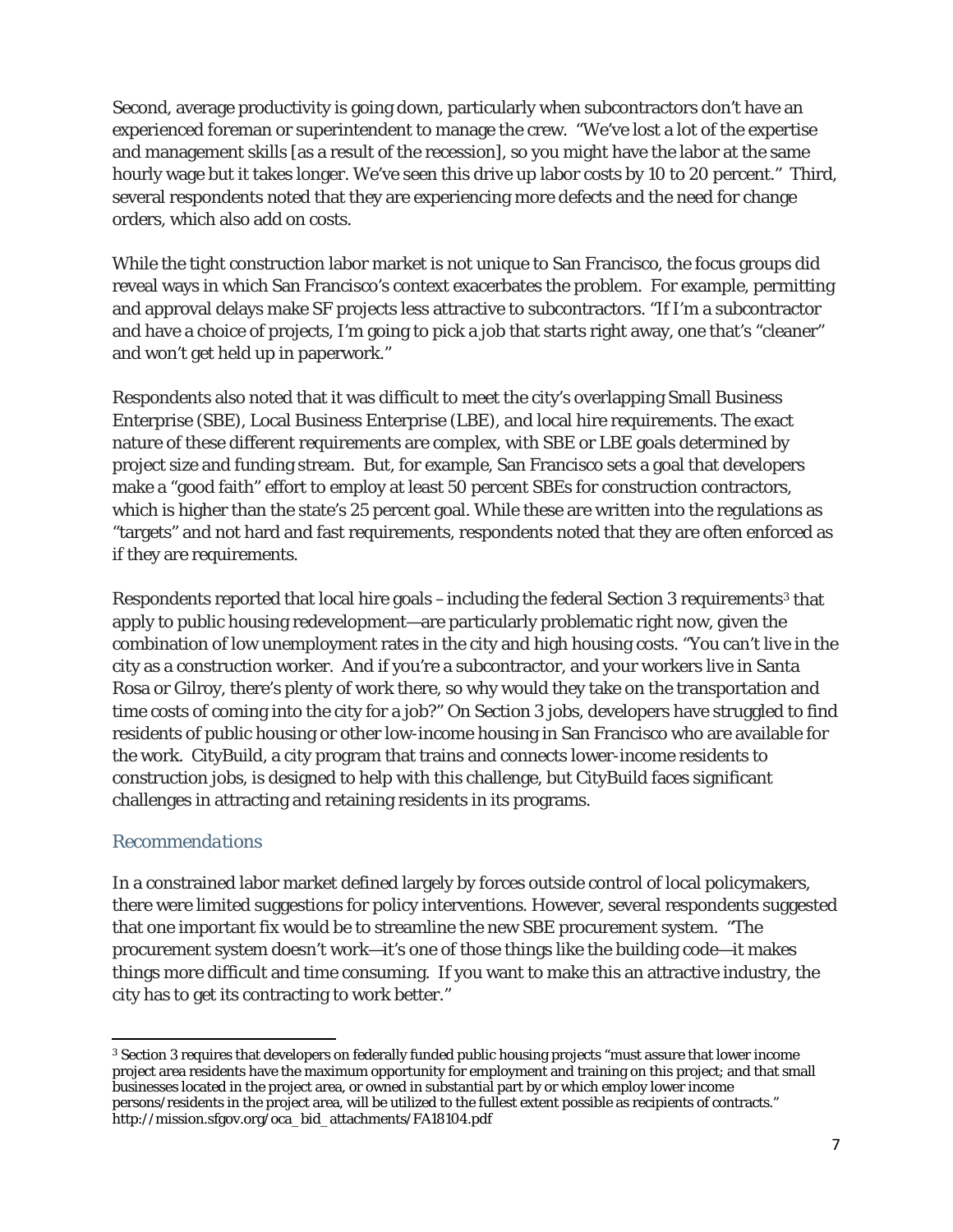Second, average productivity is going down, particularly when subcontractors don't have an experienced foreman or superintendent to manage the crew. "We've lost a lot of the expertise and management skills [as a result of the recession], so you might have the labor at the same hourly wage but it takes longer. We've seen this drive up labor costs by 10 to 20 percent." Third, several respondents noted that they are experiencing more defects and the need for change orders, which also add on costs.

While the tight construction labor market is not unique to San Francisco, the focus groups did reveal ways in which San Francisco's context exacerbates the problem. For example, permitting and approval delays make SF projects less attractive to subcontractors. "If I'm a subcontractor and have a choice of projects, I'm going to pick a job that starts right away, one that's "cleaner" and won't get held up in paperwork."

Respondents also noted that it was difficult to meet the city's overlapping Small Business Enterprise (SBE), Local Business Enterprise (LBE), and local hire requirements. The exact nature of these different requirements are complex, with SBE or LBE goals determined by project size and funding stream. But, for example, San Francisco sets a goal that developers make a "good faith" effort to employ at least 50 percent SBEs for construction contractors, which is higher than the state's 25 percent goal. While these are written into the regulations as "targets" and not hard and fast requirements, respondents noted that they are often enforced as if they are requirements.

Respondents reported that local hire goals – including the federal Section 3 requirements[3] that apply to public housing redevelopment—are particularly problematic right now, given the combination of low unemployment rates in the city and high housing costs. "You can't live in the city as a construction worker. And if you're a subcontractor, and your workers live in Santa Rosa or Gilroy, there's plenty of work there, so why would they take on the transportation and time costs of coming into the city for a job?" On Section 3 jobs, developers have struggled to find residents of public housing or other low-income housing in San Francisco who are available for the work. CityBuild, a city program that trains and connects lower-income residents to construction jobs, is designed to help with this challenge, but CityBuild faces significant challenges in attracting and retaining residents in its programs.

### *Recommendations*

In a constrained labor market defined largely by forces outside control of local policymakers, there were limited suggestions for policy interventions. However, several respondents suggested that one important fix would be to streamline the new SBE procurement system. "The procurement system doesn't work—it's one of those things like the building code—it makes things more difficult and time consuming. If you want to make this an attractive industry, the city has to get its contracting to work better."

---

[3] Section 3 requires that developers on federally funded public housing projects "must assure that lower income project area residents have the maximum opportunity for employment and training on this project; and that small businesses located in the project area, or owned in substantial part by or which employ lower income persons/residents in the project area, will be utilized to the fullest extent possible as recipients of contracts." http://mission.sfgov.org/oca_bid_attachments/FA18104.pdf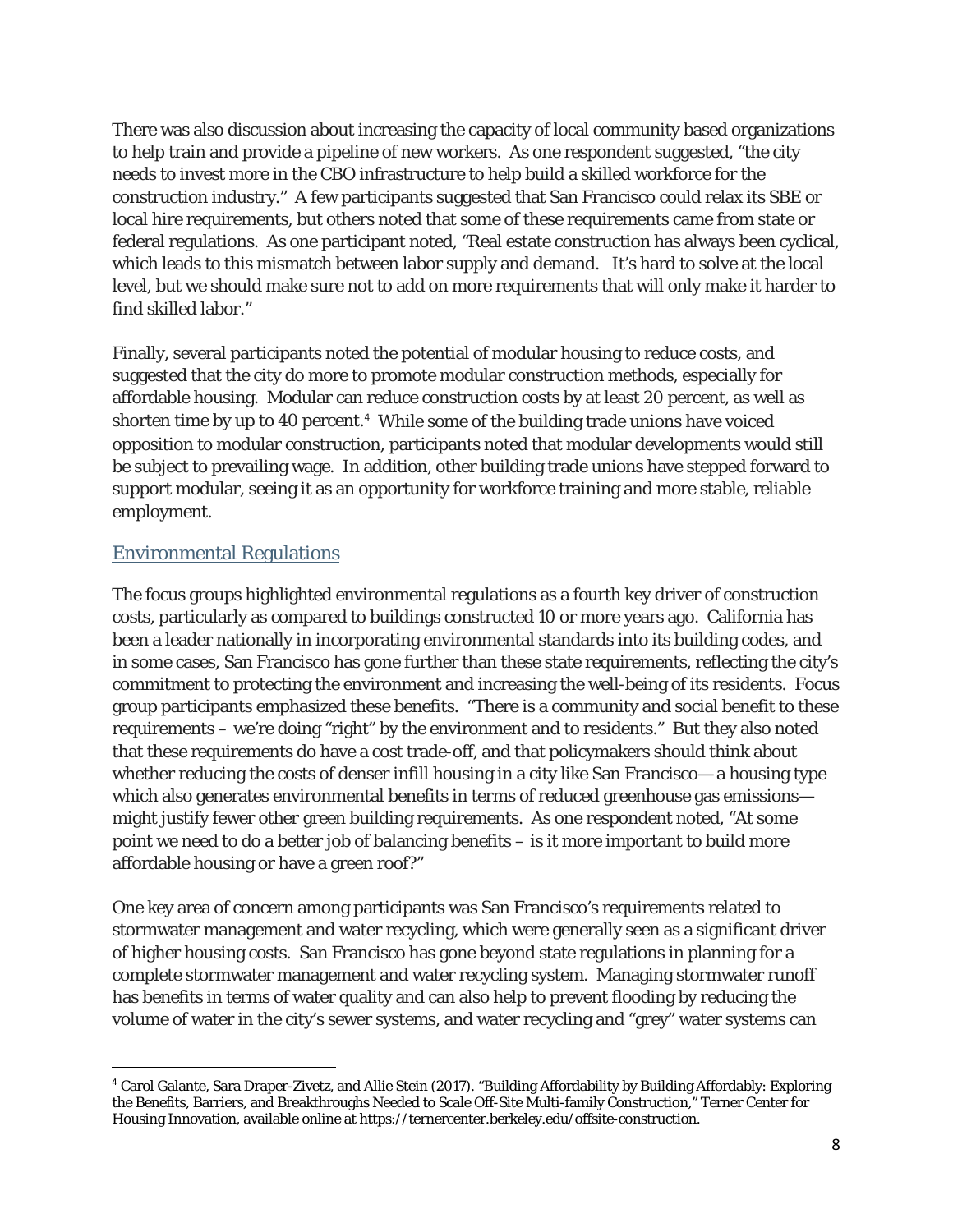There was also discussion about increasing the capacity of local community based organizations to help train and provide a pipeline of new workers. As one respondent suggested, "the city needs to invest more in the CBO infrastructure to help build a skilled workforce for the construction industry." A few participants suggested that San Francisco could relax its SBE or local hire requirements, but others noted that some of these requirements came from state or federal regulations. As one participant noted, "Real estate construction has always been cyclical, which leads to this mismatch between labor supply and demand. It's hard to solve at the local level, but we should make sure not to add on more requirements that will only make it harder to find skilled labor."

Finally, several participants noted the potential of modular housing to reduce costs, and suggested that the city do more to promote modular construction methods, especially for affordable housing. Modular can reduce construction costs by at least 20 percent, as well as shorten time by up to 40 percent.[4] While some of the building trade unions have voiced opposition to modular construction, participants noted that modular developments would still be subject to prevailing wage. In addition, other building trade unions have stepped forward to support modular, seeing it as an opportunity for workforce training and more stable, reliable employment.

## Environmental Regulations

The focus groups highlighted environmental regulations as a fourth key driver of construction costs, particularly as compared to buildings constructed 10 or more years ago. California has been a leader nationally in incorporating environmental standards into its building codes, and in some cases, San Francisco has gone further than these state requirements, reflecting the city's commitment to protecting the environment and increasing the well-being of its residents. Focus group participants emphasized these benefits. "There is a community and social benefit to these requirements – we're doing "right" by the environment and to residents." But they also noted that these requirements do have a cost trade-off, and that policymakers should think about whether reducing the costs of denser infill housing in a city like San Francisco— a housing type which also generates environmental benefits in terms of reduced greenhouse gas emissions— might justify fewer other green building requirements. As one respondent noted, "At some point we need to do a better job of balancing benefits – is it more important to build more affordable housing or have a green roof?"

One key area of concern among participants was San Francisco's requirements related to stormwater management and water recycling, which were generally seen as a significant driver of higher housing costs. San Francisco has gone beyond state regulations in planning for a complete stormwater management and water recycling system. Managing stormwater runoff has benefits in terms of water quality and can also help to prevent flooding by reducing the volume of water in the city's sewer systems, and water recycling and "grey" water systems can

---

[4] Carol Galante, Sara Draper-Zivetz, and Allie Stein (2017). "Building Affordability by Building Affordably: Exploring the Benefits, Barriers, and Breakthroughs Needed to Scale Off-Site Multi-family Construction," Terner Center for Housing Innovation, available online at https://ternercenter.berkeley.edu/offsite-construction.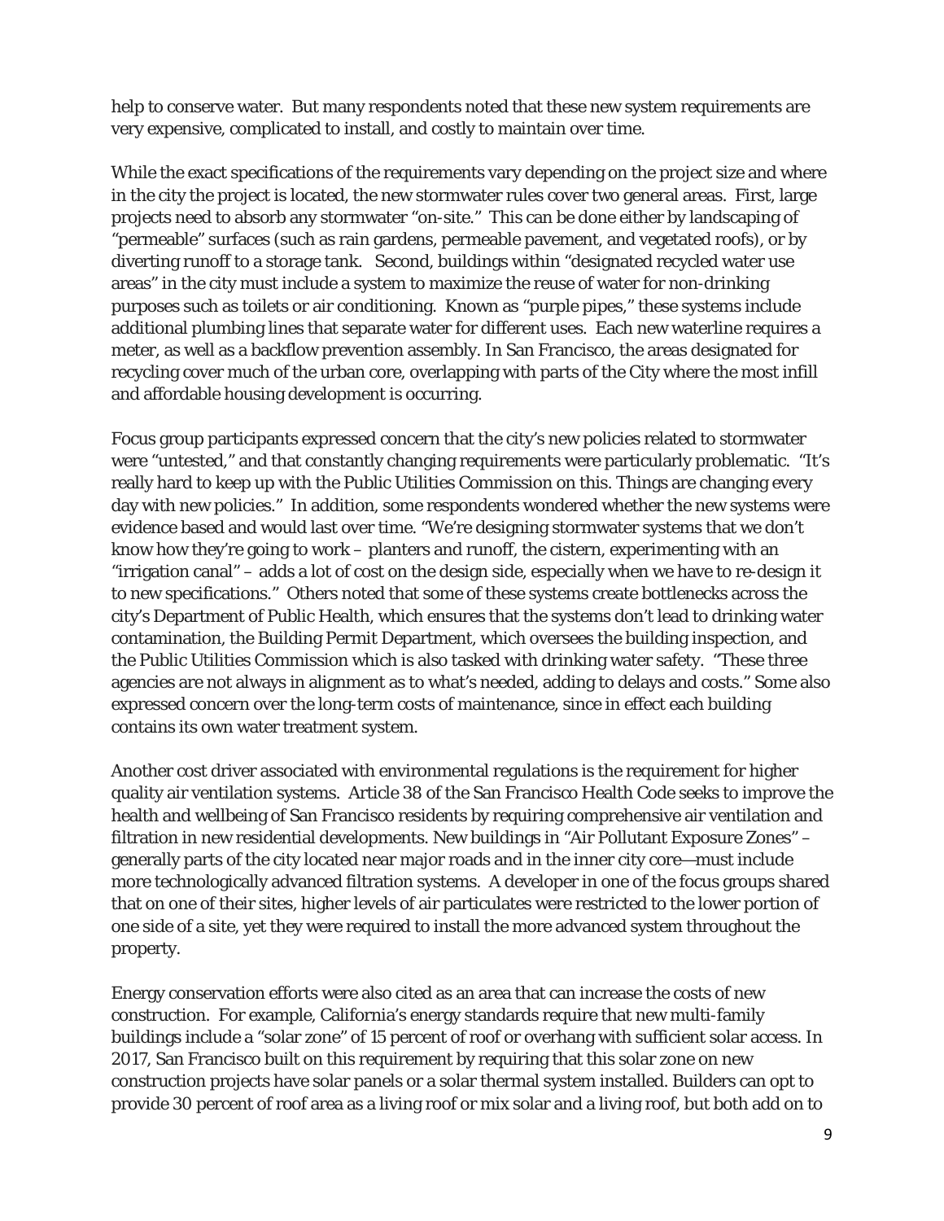help to conserve water. But many respondents noted that these new system requirements are very expensive, complicated to install, and costly to maintain over time.

While the exact specifications of the requirements vary depending on the project size and where in the city the project is located, the new stormwater rules cover two general areas. First, large projects need to absorb any stormwater "on-site." This can be done either by landscaping of "permeable" surfaces (such as rain gardens, permeable pavement, and vegetated roofs), or by diverting runoff to a storage tank. Second, buildings within "designated recycled water use areas" in the city must include a system to maximize the reuse of water for non-drinking purposes such as toilets or air conditioning. Known as "purple pipes," these systems include additional plumbing lines that separate water for different uses. Each new waterline requires a meter, as well as a backflow prevention assembly. In San Francisco, the areas designated for recycling cover much of the urban core, overlapping with parts of the City where the most infill and affordable housing development is occurring.

Focus group participants expressed concern that the city's new policies related to stormwater were "untested," and that constantly changing requirements were particularly problematic. "It's really hard to keep up with the Public Utilities Commission on this. Things are changing every day with new policies." In addition, some respondents wondered whether the new systems were evidence based and would last over time. "We're designing stormwater systems that we don't know how they're going to work – planters and runoff, the cistern, experimenting with an "irrigation canal" – adds a lot of cost on the design side, especially when we have to re-design it to new specifications." Others noted that some of these systems create bottlenecks across the city's Department of Public Health, which ensures that the systems don't lead to drinking water contamination, the Building Permit Department, which oversees the building inspection, and the Public Utilities Commission which is also tasked with drinking water safety. "These three agencies are not always in alignment as to what's needed, adding to delays and costs." Some also expressed concern over the long-term costs of maintenance, since in effect each building contains its own water treatment system.

Another cost driver associated with environmental regulations is the requirement for higher quality air ventilation systems. Article 38 of the San Francisco Health Code seeks to improve the health and wellbeing of San Francisco residents by requiring comprehensive air ventilation and filtration in new residential developments. New buildings in "Air Pollutant Exposure Zones" – generally parts of the city located near major roads and in the inner city core—must include more technologically advanced filtration systems. A developer in one of the focus groups shared that on one of their sites, higher levels of air particulates were restricted to the lower portion of one side of a site, yet they were required to install the more advanced system throughout the property.

Energy conservation efforts were also cited as an area that can increase the costs of new construction. For example, California's energy standards require that new multi-family buildings include a "solar zone" of 15 percent of roof or overhang with sufficient solar access. In 2017, San Francisco built on this requirement by requiring that this solar zone on new construction projects have solar panels or a solar thermal system installed. Builders can opt to provide 30 percent of roof area as a living roof or mix solar and a living roof, but both add on to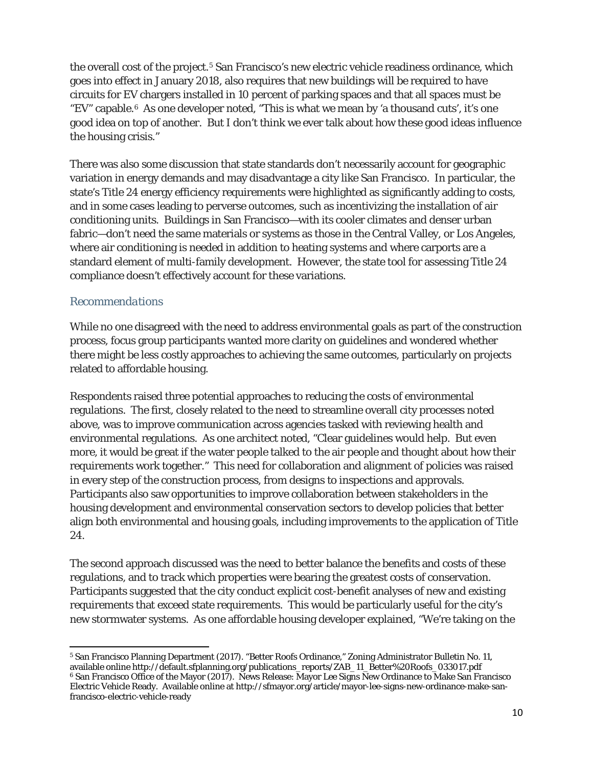the overall cost of the project.[5] San Francisco's new electric vehicle readiness ordinance, which goes into effect in January 2018, also requires that new buildings will be required to have circuits for EV chargers installed in 10 percent of parking spaces and that all spaces must be "EV" capable.[6] As one developer noted, "This is what we mean by 'a thousand cuts', it's one good idea on top of another. But I don't think we ever talk about how these good ideas influence the housing crisis."

There was also some discussion that state standards don't necessarily account for geographic variation in energy demands and may disadvantage a city like San Francisco. In particular, the state's Title 24 energy efficiency requirements were highlighted as significantly adding to costs, and in some cases leading to perverse outcomes, such as incentivizing the installation of air conditioning units. Buildings in San Francisco—with its cooler climates and denser urban fabric—don't need the same materials or systems as those in the Central Valley, or Los Angeles, where air conditioning is needed in addition to heating systems and where carports are a standard element of multi-family development. However, the state tool for assessing Title 24 compliance doesn't effectively account for these variations.

### *Recommendations*

While no one disagreed with the need to address environmental goals as part of the construction process, focus group participants wanted more clarity on guidelines and wondered whether there might be less costly approaches to achieving the same outcomes, particularly on projects related to affordable housing.

Respondents raised three potential approaches to reducing the costs of environmental regulations. The first, closely related to the need to streamline overall city processes noted above, was to improve communication across agencies tasked with reviewing health and environmental regulations. As one architect noted, "Clear guidelines would help. But even more, it would be great if the water people talked to the air people and thought about how their requirements work together." This need for collaboration and alignment of policies was raised in every step of the construction process, from designs to inspections and approvals. Participants also saw opportunities to improve collaboration between stakeholders in the housing development and environmental conservation sectors to develop policies that better align both environmental and housing goals, including improvements to the application of Title 24.

The second approach discussed was the need to better balance the benefits and costs of these regulations, and to track which properties were bearing the greatest costs of conservation. Participants suggested that the city conduct explicit cost-benefit analyses of new and existing requirements that exceed state requirements. This would be particularly useful for the city's new stormwater systems. As one affordable housing developer explained, "We're taking on the

---

[5] San Francisco Planning Department (2017). "Better Roofs Ordinance," Zoning Administrator Bulletin No. 11, available online http://default.sfplanning.org/publications_reports/ZAB_11_Better%20Roofs_033017.pdf

[6] San Francisco Office of the Mayor (2017). News Release: Mayor Lee Signs New Ordinance to Make San Francisco Electric Vehicle Ready. Available online at http://sfmayor.org/article/mayor-lee-signs-new-ordinance-make-san-francisco-electric-vehicle-ready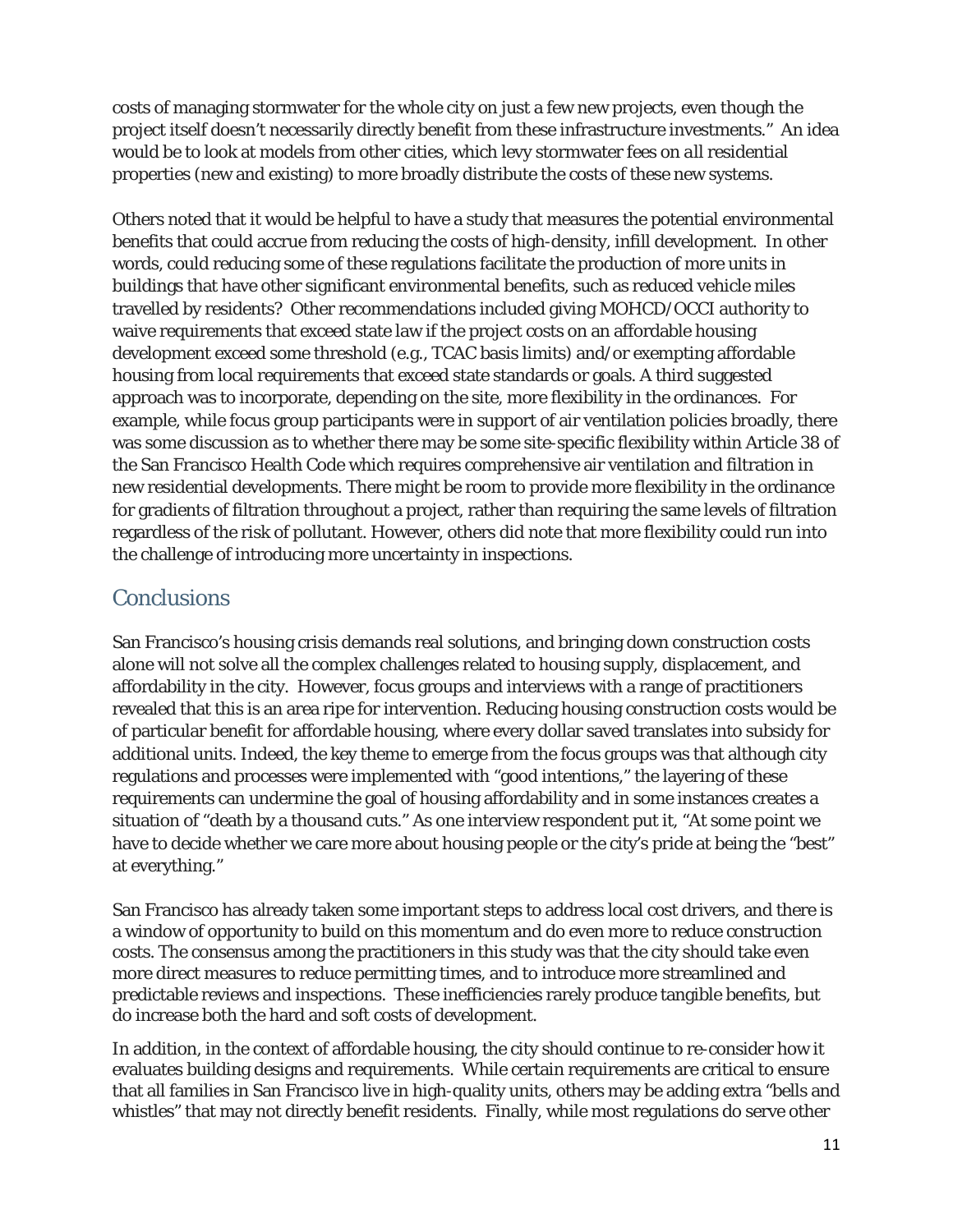costs of managing stormwater for the whole city on just a few new projects, even though the project itself doesn't necessarily directly benefit from these infrastructure investments." An idea would be to look at models from other cities, which levy stormwater fees on all residential properties (new and existing) to more broadly distribute the costs of these new systems.

Others noted that it would be helpful to have a study that measures the potential environmental benefits that could accrue from reducing the costs of high-density, infill development. In other words, could reducing some of these regulations facilitate the production of more units in buildings that have other significant environmental benefits, such as reduced vehicle miles travelled by residents? Other recommendations included giving MOHCD/OCCI authority to waive requirements that exceed state law if the project costs on an affordable housing development exceed some threshold (e.g., TCAC basis limits) and/or exempting affordable housing from local requirements that exceed state standards or goals. A third suggested approach was to incorporate, depending on the site, more flexibility in the ordinances. For example, while focus group participants were in support of air ventilation policies broadly, there was some discussion as to whether there may be some site-specific flexibility within Article 38 of the San Francisco Health Code which requires comprehensive air ventilation and filtration in new residential developments. There might be room to provide more flexibility in the ordinance for gradients of filtration throughout a project, rather than requiring the same levels of filtration regardless of the risk of pollutant. However, others did note that more flexibility could run into the challenge of introducing more uncertainty in inspections.

## Conclusions

San Francisco's housing crisis demands real solutions, and bringing down construction costs alone will not solve all the complex challenges related to housing supply, displacement, and affordability in the city. However, focus groups and interviews with a range of practitioners revealed that this is an area ripe for intervention. Reducing housing construction costs would be of particular benefit for affordable housing, where every dollar saved translates into subsidy for additional units. Indeed, the key theme to emerge from the focus groups was that although city regulations and processes were implemented with "good intentions," the layering of these requirements can undermine the goal of housing affordability and in some instances creates a situation of "death by a thousand cuts." As one interview respondent put it, "At some point we have to decide whether we care more about housing people or the city's pride at being the "best" at everything."

San Francisco has already taken some important steps to address local cost drivers, and there is a window of opportunity to build on this momentum and do even more to reduce construction costs. The consensus among the practitioners in this study was that the city should take even more direct measures to reduce permitting times, and to introduce more streamlined and predictable reviews and inspections. These inefficiencies rarely produce tangible benefits, but do increase both the hard and soft costs of development.

In addition, in the context of affordable housing, the city should continue to re-consider how it evaluates building designs and requirements. While certain requirements are critical to ensure that all families in San Francisco live in high-quality units, others may be adding extra "bells and whistles" that may not directly benefit residents. Finally, while most regulations do serve other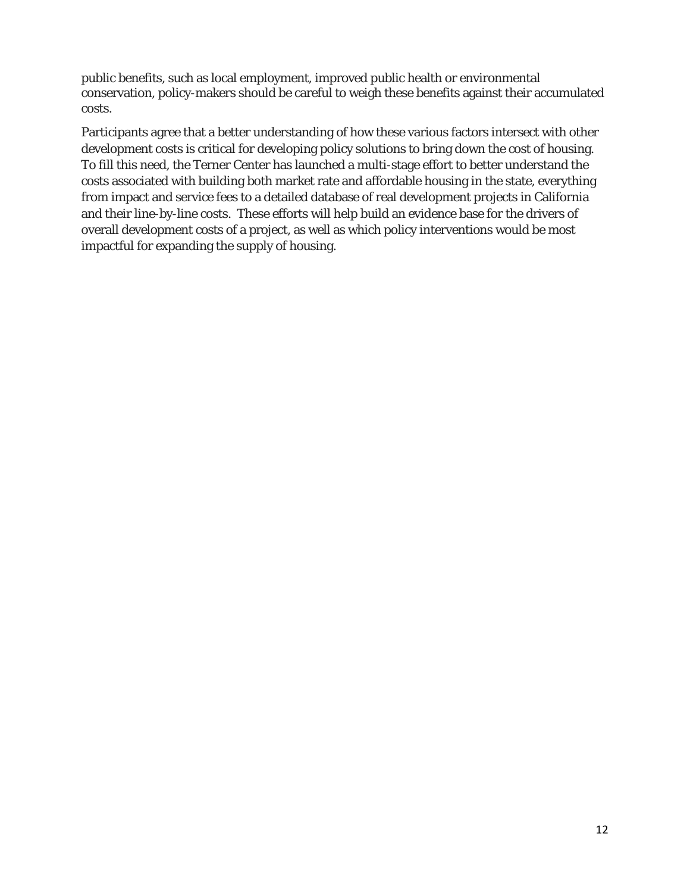public benefits, such as local employment, improved public health or environmental conservation, policy-makers should be careful to weigh these benefits against their accumulated costs.

Participants agree that a better understanding of how these various factors intersect with other development costs is critical for developing policy solutions to bring down the cost of housing. To fill this need, the Terner Center has launched a multi-stage effort to better understand the costs associated with building both market rate and affordable housing in the state, everything from impact and service fees to a detailed database of real development projects in California and their line-by-line costs. These efforts will help build an evidence base for the drivers of overall development costs of a project, as well as which policy interventions would be most impactful for expanding the supply of housing.